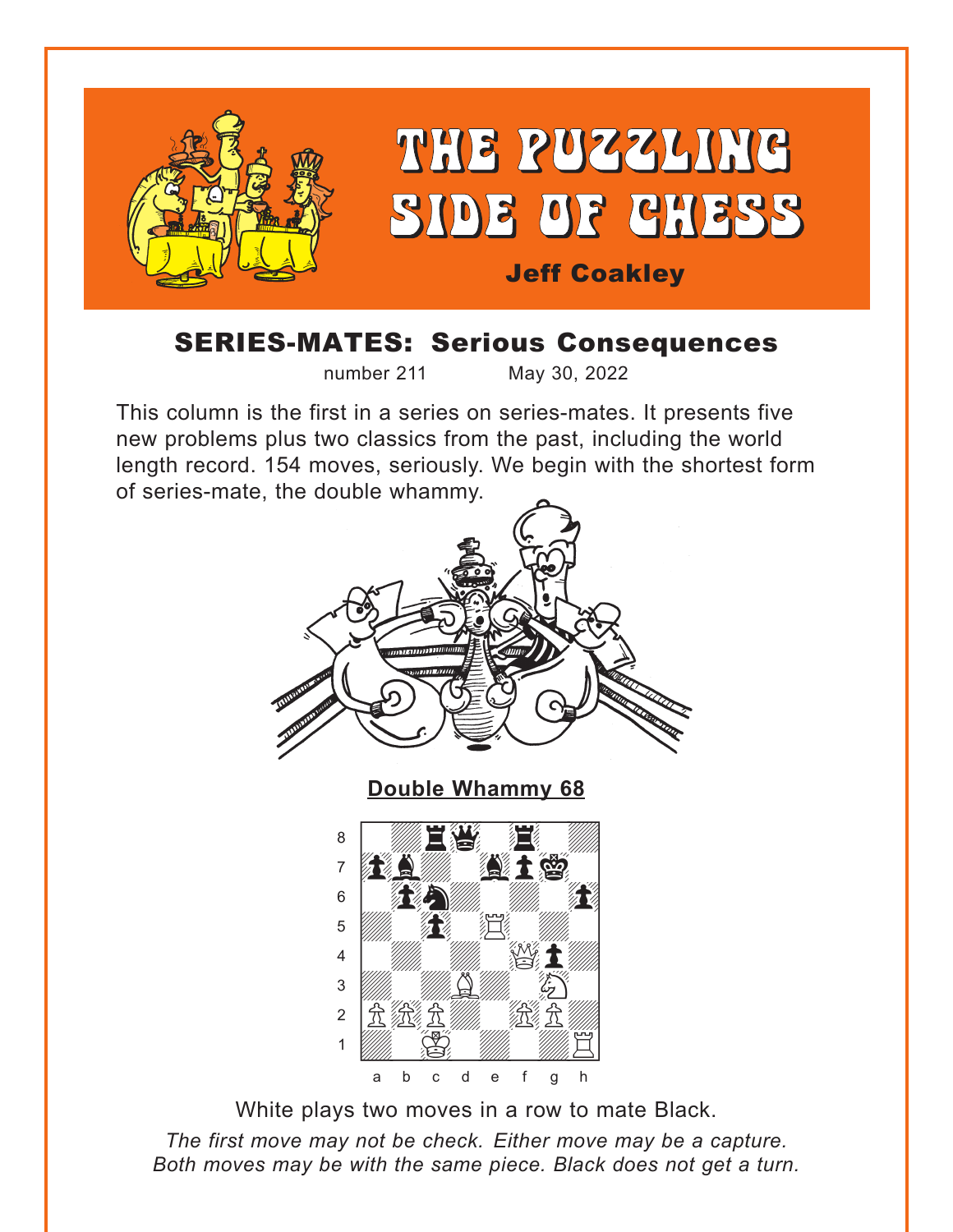# THE PUZZLING SIDE OF CHESS

**Jeff Coakley**

## SERIES-MATES: Serious Consequences

number 211 May 30, 2022

This column is the first in a series on series-mates. It presents five new problems plus two classics from the past, including the world length record. 154 moves, seriously. We begin with the shortest form of series-mate, the double whammy.

### Double Whammy 68

White plays two moves in a row to mate Black.

*The first move may not be check. Either move may be a capture. Both moves may be with the same piece. Black does not get a turn.*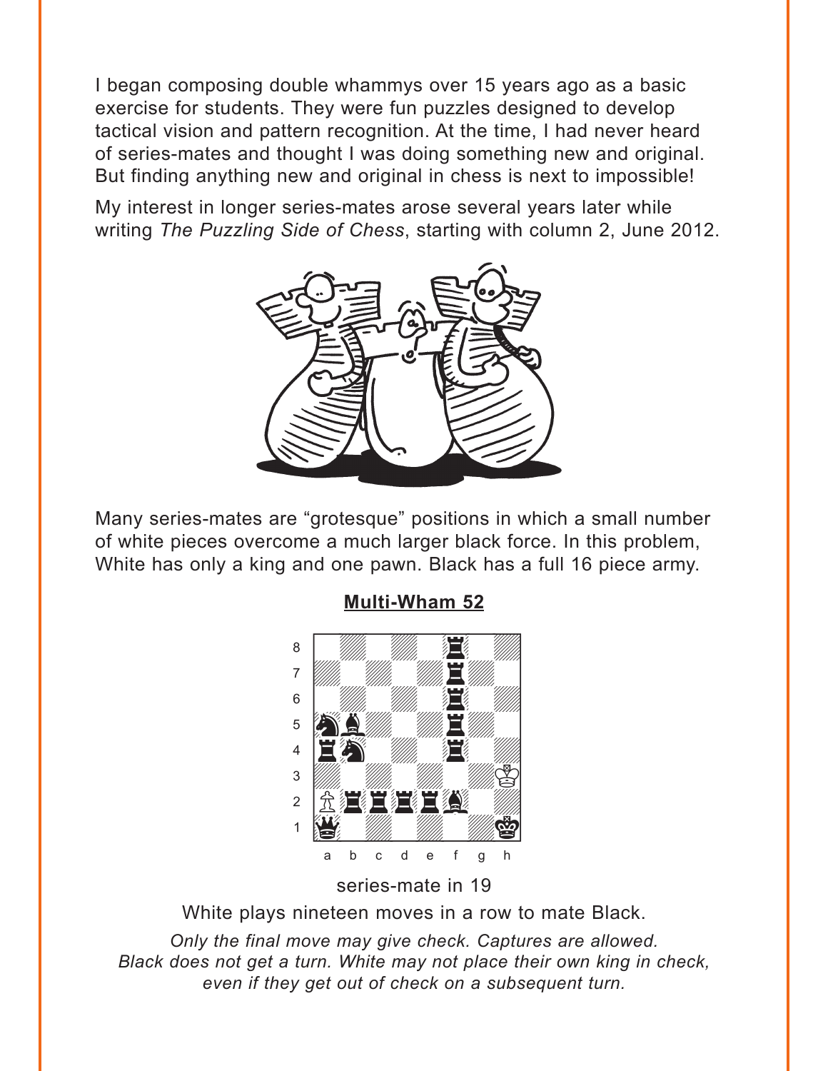I began composing double whammys over 15 years ago as a basic exercise for students. They were fun puzzles designed to develop tactical vision and pattern recognition. At the time, I had never heard of series-mates and thought I was doing something new and original. But finding anything new and original in chess is next to impossible!

My interest in longer series-mates arose several years later while writing *The Puzzling Side of Chess*, starting with column 2, June 2012.

Many series-mates are "grotesque" positions in which a small number of white pieces overcome a much larger black force. In this problem, White has only a king and one pawn. Black has a full 16 piece army.

**Multi-Wham 52**

series-mate in 19

White plays nineteen moves in a row to mate Black.

*Only the final move may give check. Captures are allowed. Black does not get a turn. White may not place their own king in check, even if they get out of check on a subsequent turn.*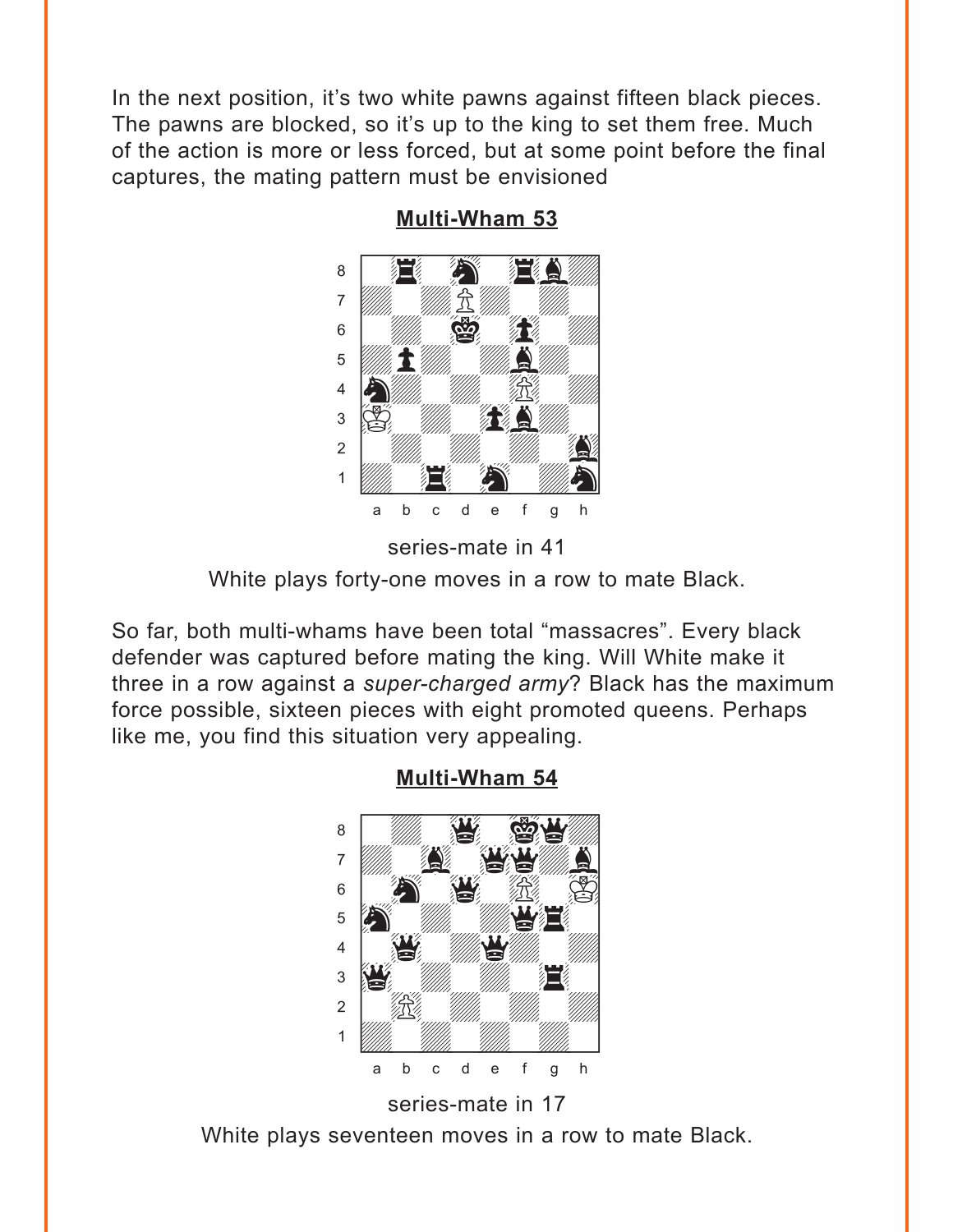In the next position, it's two white pawns against fifteen black pieces. The pawns are blocked, so it's up to the king to set them free. Much of the action is more or less forced, but at some point before the final captures, the mating pattern must be envisioned

**Multi-Wham 53**

series-mate in 41

White plays forty-one moves in a row to mate Black.

So far, both multi-whams have been total "massacres". Every black defender was captured before mating the king. Will White make it three in a row against a *super-charged army*? Black has the maximum force possible, sixteen pieces with eight promoted queens. Perhaps like me, you find this situation very appealing.

**Multi-Wham 54**

series-mate in 17

White plays seventeen moves in a row to mate Black.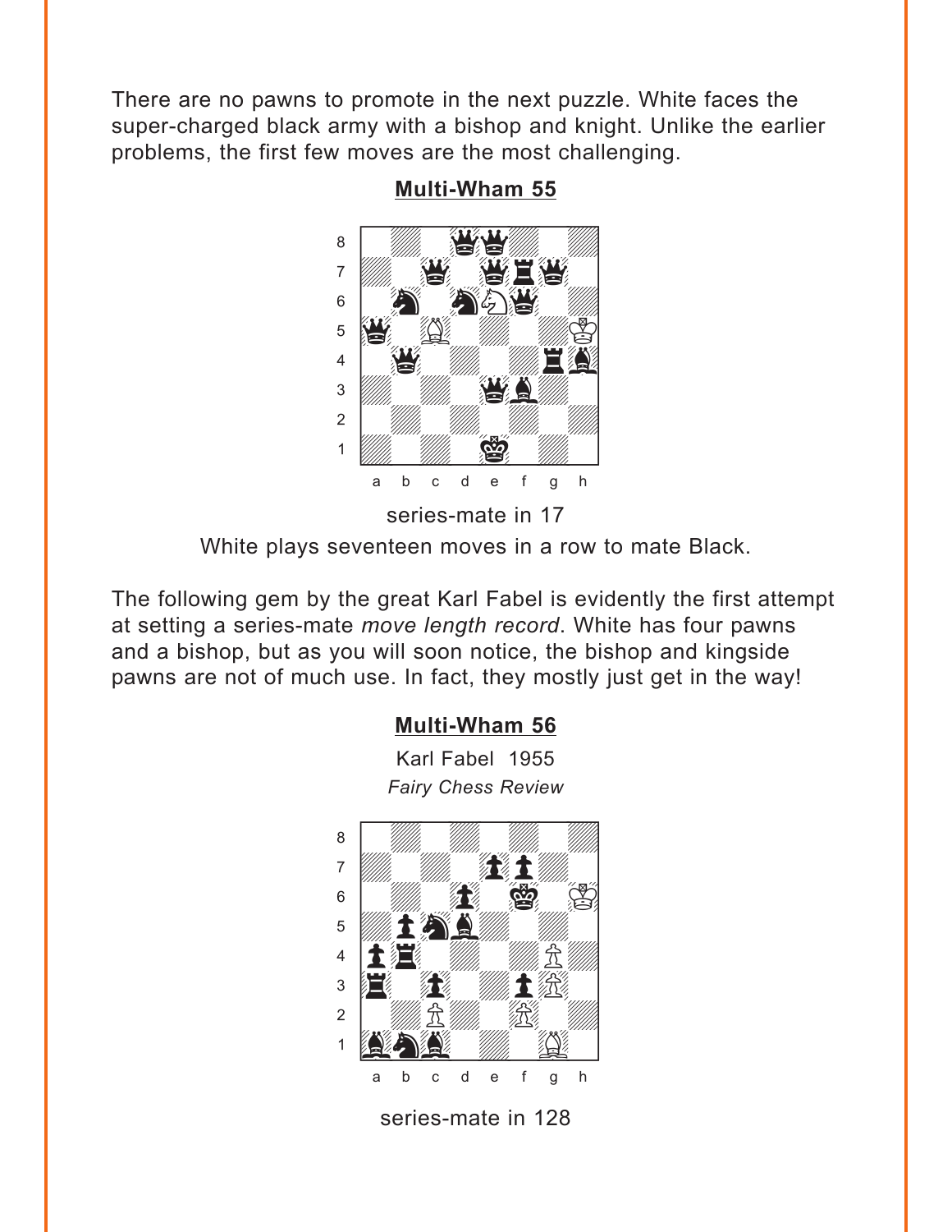There are no pawns to promote in the next puzzle. White faces the super-charged black army with a bishop and knight. Unlike the earlier problems, the first few moves are the most challenging.

**Multi-Wham 55**

series-mate in 17

White plays seventeen moves in a row to mate Black.

The following gem by the great Karl Fabel is evidently the first attempt at setting a series-mate *move length record*. White has four pawns and a bishop, but as you will soon notice, the bishop and kingside pawns are not of much use. In fact, they mostly just get in the way!

**Multi-Wham 56**

Karl Fabel 1955

*Fairy Chess Review*

series-mate in 128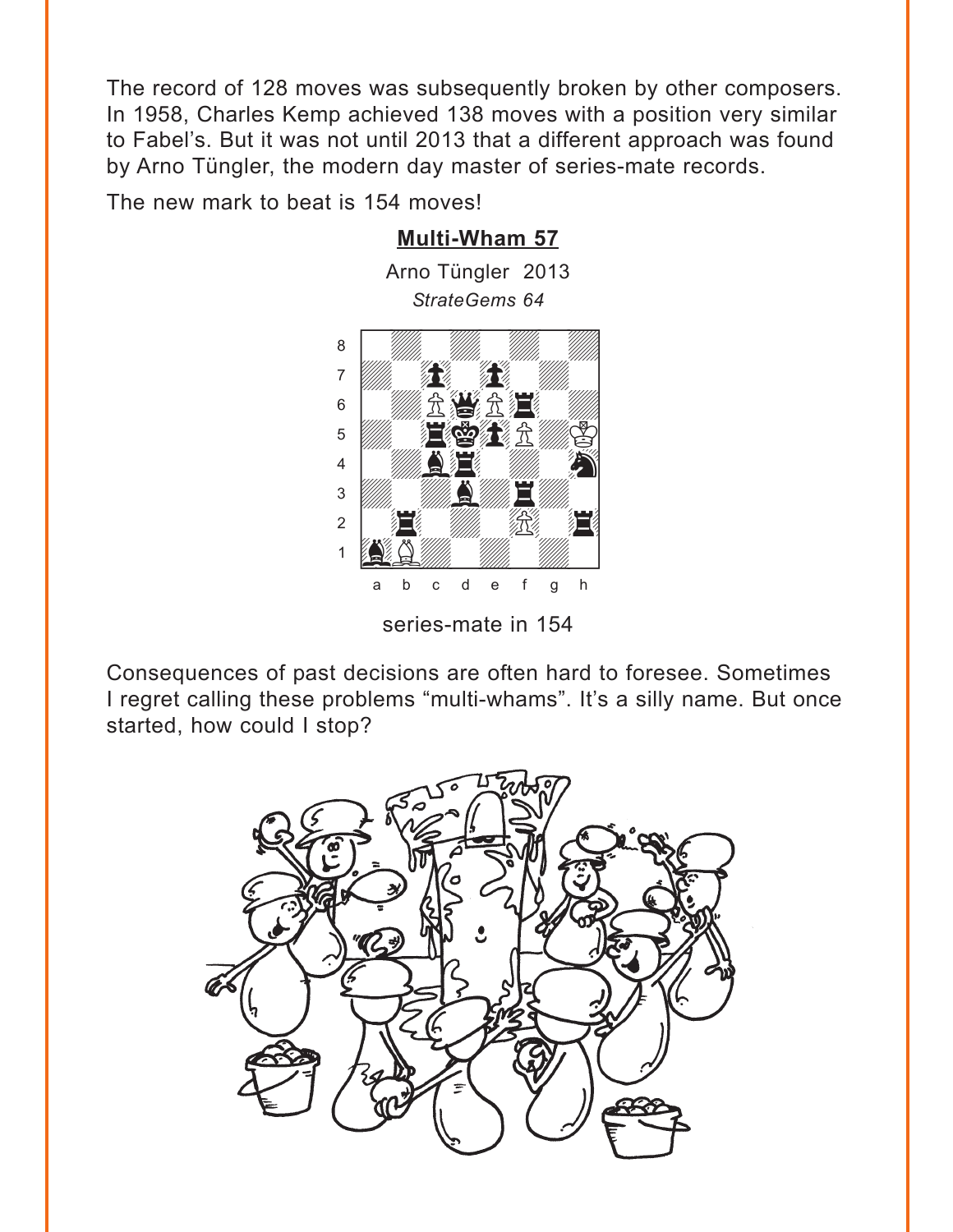The record of 128 moves was subsequently broken by other composers. In 1958, Charles Kemp achieved 138 moves with a position very similar to Fabel's. But it was not until 2013 that a different approach was found by Arno Tüngler, the modern day master of series-mate records.

The new mark to beat is 154 moves!

**Multi-Wham 57**

Arno Tüngler 2013

*StrateGems 64*

series-mate in 154

Consequences of past decisions are often hard to foresee. Sometimes I regret calling these problems "multi-whams". It's a silly name. But once started, how could I stop?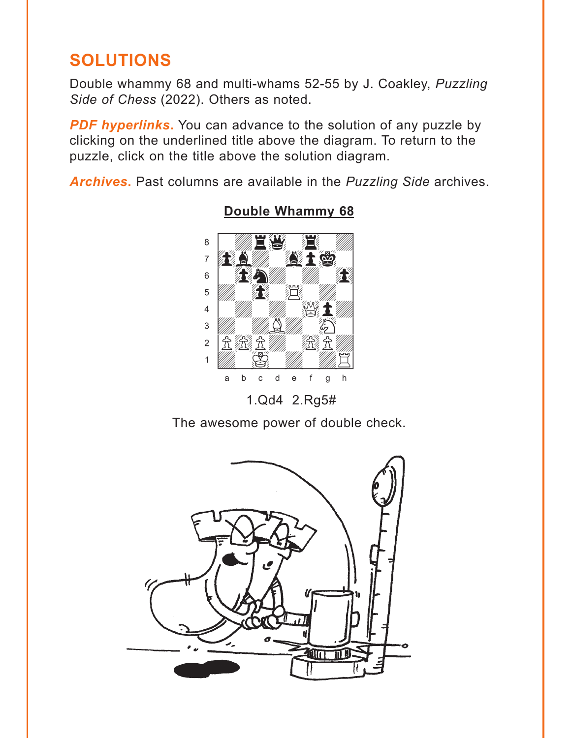## SOLUTIONS

Double whammy 68 and multi-whams 52-55 by J. Coakley, *Puzzling Side of Chess* (2022). Others as noted.

***PDF hyperlinks.*** You can advance to the solution of any puzzle by clicking on the underlined title above the diagram. To return to the puzzle, click on the title above the solution diagram.

***Archives.*** Past columns are available in the *Puzzling Side* archives.

### Double Whammy 68

1.Qd4 2.Rg5#

The awesome power of double check.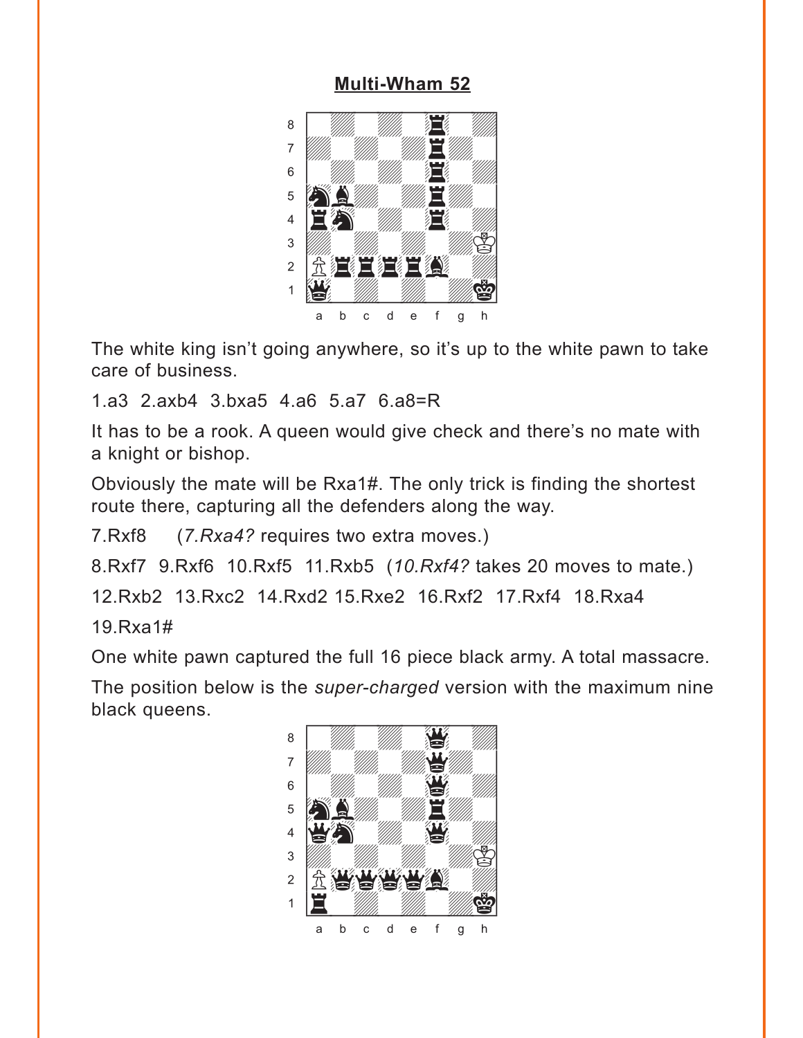## Multi-Wham 52

The white king isn't going anywhere, so it's up to the white pawn to take care of business.

1.a3 2.axb4 3.bxa5 4.a6 5.a7 6.a8=R

It has to be a rook. A queen would give check and there's no mate with a knight or bishop.

Obviously the mate will be Rxa1#. The only trick is finding the shortest route there, capturing all the defenders along the way.

7.Rxf8 (*7.Rxa4?* requires two extra moves.)

8.Rxf7 9.Rxf6 10.Rxf5 11.Rxb5 (*10.Rxf4?* takes 20 moves to mate.)

12.Rxb2 13.Rxc2 14.Rxd2 15.Rxe2 16.Rxf2 17.Rxf4 18.Rxa4

19.Rxa1#

One white pawn captured the full 16 piece black army. A total massacre.

The position below is the *super-charged* version with the maximum nine black queens.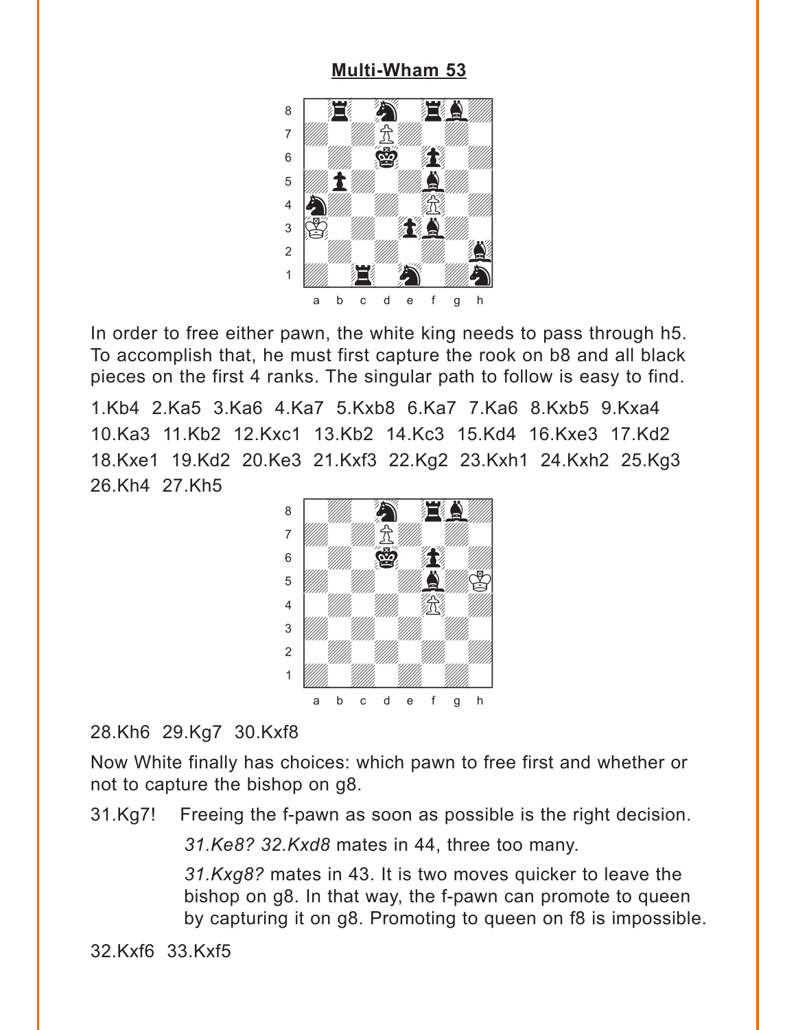## Multi-Wham 53

In order to free either pawn, the white king needs to pass through h5. To accomplish that, he must first capture the rook on b8 and all black pieces on the first 4 ranks. The singular path to follow is easy to find.

1.Kb4 2.Ka5 3.Ka6 4.Ka7 5.Kxb8 6.Ka7 7.Ka6 8.Kxb5 9.Kxa4 10.Ka3 11.Kb2 12.Kxc1 13.Kb2 14.Kc3 15.Kd4 16.Kxe3 17.Kd2 18.Kxe1 19.Kd2 20.Ke3 21.Kxf3 22.Kg2 23.Kxh1 24.Kxh2 25.Kg3 26.Kh4 27.Kh5

28.Kh6 29.Kg7 30.Kxf8

Now White finally has choices: which pawn to free first and whether or not to capture the bishop on g8.

31.Kg7! Freeing the f-pawn as soon as possible is the right decision.

*31.Ke8? 32.Kxd8* mates in 44, three too many.

*31.Kxg8?* mates in 43. It is two moves quicker to leave the bishop on g8. In that way, the f-pawn can promote to queen by capturing it on g8. Promoting to queen on f8 is impossible.

32.Kxf6 33.Kxf5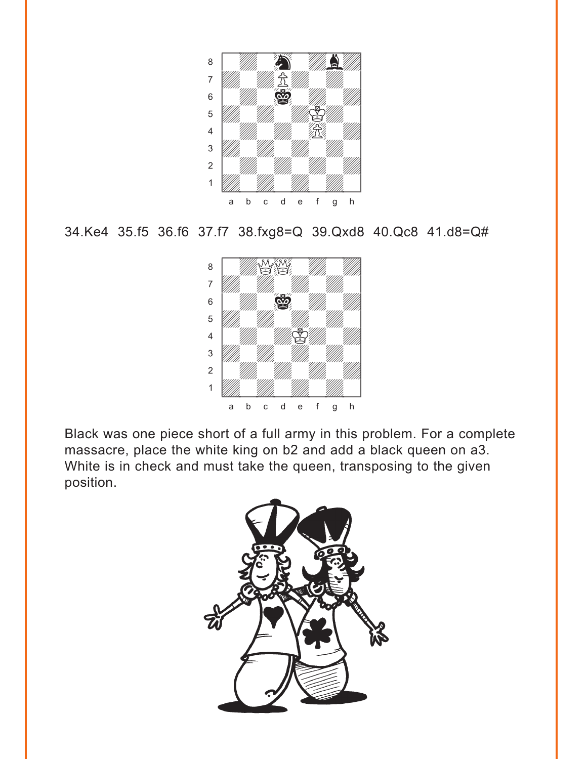34.Ke4 35.f5 36.f6 37.f7 38.fxg8=Q 39.Qxd8 40.Qc8 41.d8=Q#

Black was one piece short of a full army in this problem. For a complete massacre, place the white king on b2 and add a black queen on a3. White is in check and must take the queen, transposing to the given position.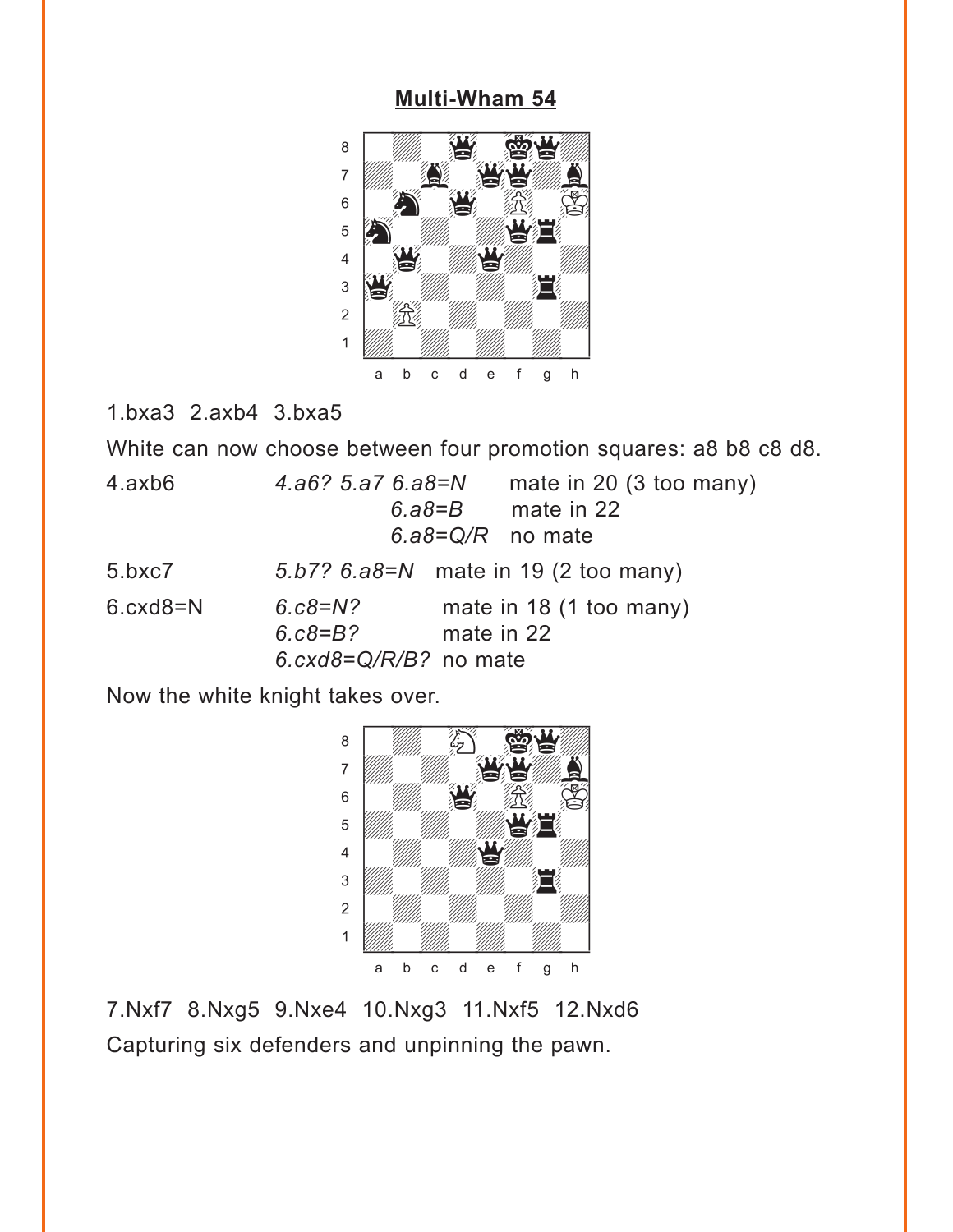# Multi-Wham 54

1.bxa3  2.axb4  3.bxa5

White can now choose between four promotion squares: a8 b8 c8 d8.

| | | |
|---|---|---|
| 4.axb6 | *4.a6? 5.a7 6.a8=N* | mate in 20 (3 too many) |
| | *6.a8=B* | mate in 22 |
| | *6.a8=Q/R* | no mate |
| 5.bxc7 | *5.b7? 6.a8=N* | mate in 19 (2 too many) |
| 6.cxd8=N | *6.c8=N?* | mate in 18 (1 too many) |
| | *6.c8=B?* | mate in 22 |
| | *6.cxd8=Q/R/B?* | no mate |

Now the white knight takes over.

7.Nxf7  8.Nxg5  9.Nxe4  10.Nxg3  11.Nxf5  12.Nxd6

Capturing six defenders and unpinning the pawn.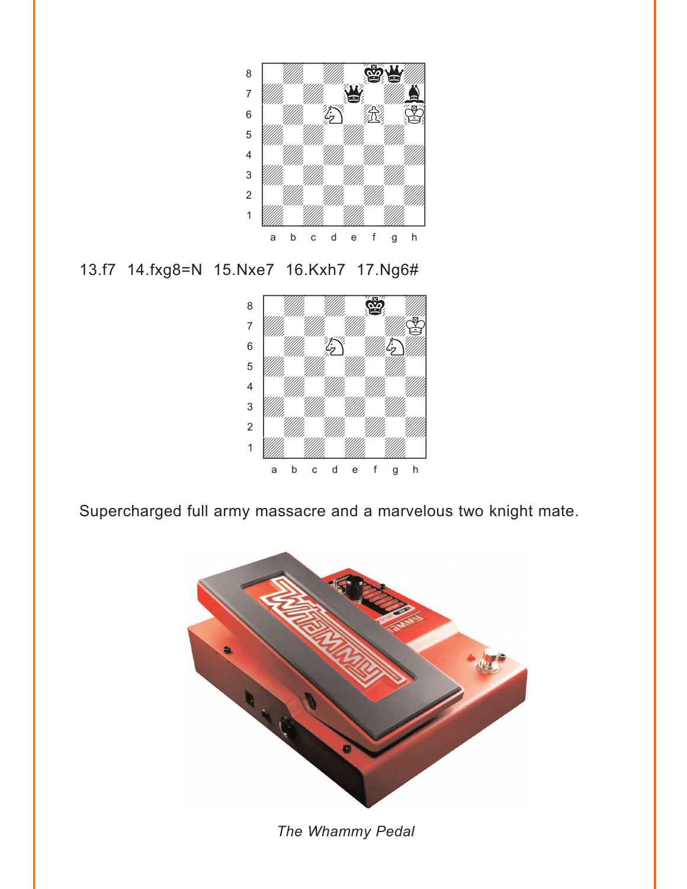13.f7 14.fxg8=N 15.Nxe7 16.Kxh7 17.Ng6#

Supercharged full army massacre and a marvelous two knight mate.

*The Whammy Pedal*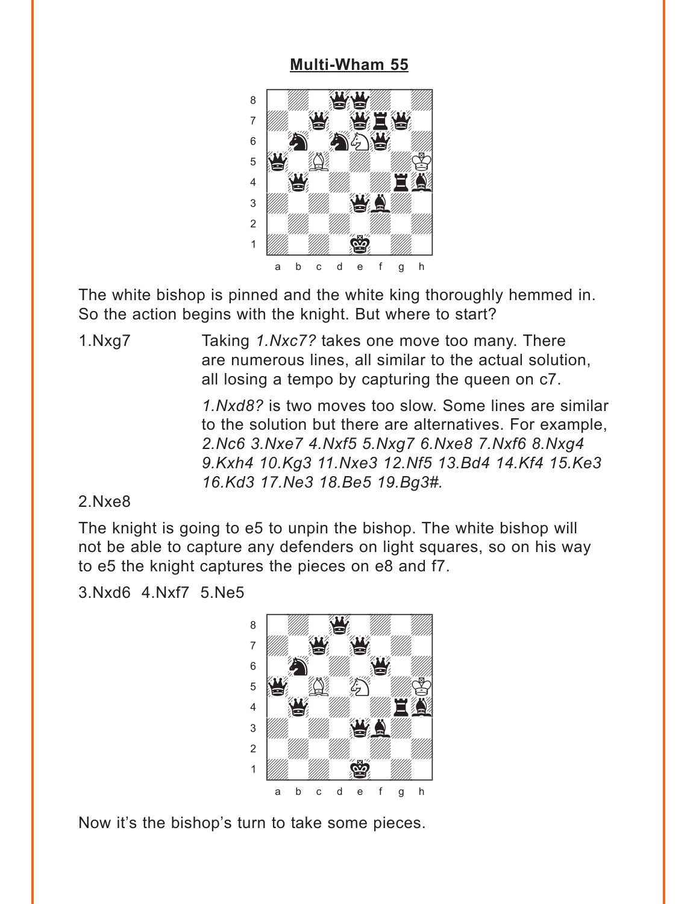## Multi-Wham 55

The white bishop is pinned and the white king thoroughly hemmed in. So the action begins with the knight. But where to start?

1.Nxg7 — Taking *1.Nxc7?* takes one move too many. There are numerous lines, all similar to the actual solution, all losing a tempo by capturing the queen on c7.

*1.Nxd8?* is two moves too slow. Some lines are similar to the solution but there are alternatives. For example, *2.Nc6 3.Nxe7 4.Nxf5 5.Nxg7 6.Nxe8 7.Nxf6 8.Nxg4 9.Kxh4 10.Kg3 11.Nxe3 12.Nf5 13.Bd4 14.Kf4 15.Ke3 16.Kd3 17.Ne3 18.Be5 19.Bg3#.*

2.Nxe8

The knight is going to e5 to unpin the bishop. The white bishop will not be able to capture any defenders on light squares, so on his way to e5 the knight captures the pieces on e8 and f7.

3.Nxd6 4.Nxf7 5.Ne5

Now it's the bishop's turn to take some pieces.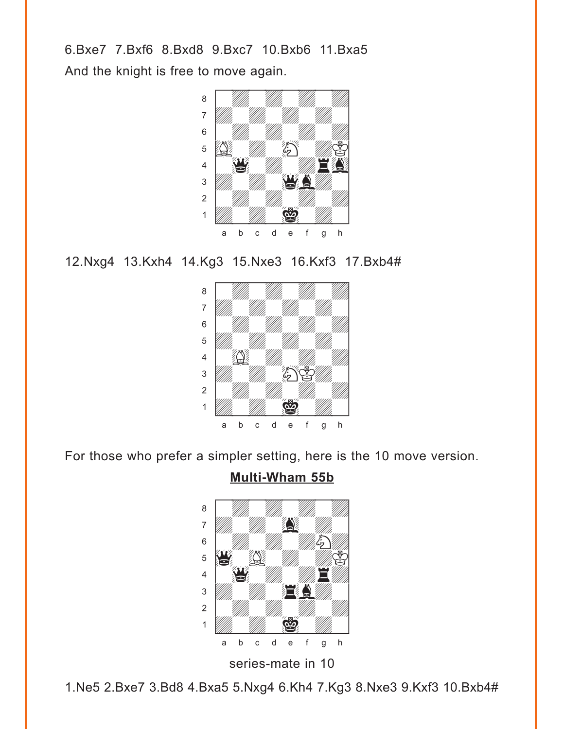6.Bxe7 7.Bxf6 8.Bxd8 9.Bxc7 10.Bxb6 11.Bxa5

And the knight is free to move again.

12.Nxg4 13.Kxh4 14.Kg3 15.Nxe3 16.Kxf3 17.Bxb4#

For those who prefer a simpler setting, here is the 10 move version.

**Multi-Wham 55b**

series-mate in 10

1.Ne5 2.Bxe7 3.Bd8 4.Bxa5 5.Nxg4 6.Kh4 7.Kg3 8.Nxe3 9.Kxf3 10.Bxb4#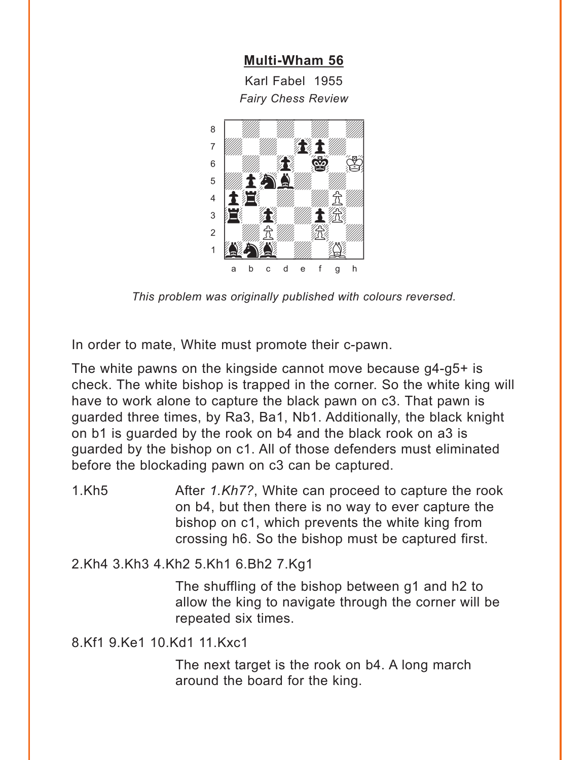## Multi-Wham 56

Karl Fabel 1955

*Fairy Chess Review*

*This problem was originally published with colours reversed.*

In order to mate, White must promote their c-pawn.

The white pawns on the kingside cannot move because g4-g5+ is check. The white bishop is trapped in the corner. So the white king will have to work alone to capture the black pawn on c3. That pawn is guarded three times, by Ra3, Ba1, Nb1. Additionally, the black knight on b1 is guarded by the rook on b4 and the black rook on a3 is guarded by the bishop on c1. All of those defenders must eliminated before the blockading pawn on c3 can be captured.

1.Kh5 — After *1.Kh7?*, White can proceed to capture the rook on b4, but then there is no way to ever capture the bishop on c1, which prevents the white king from crossing h6. So the bishop must be captured first.

2.Kh4 3.Kh3 4.Kh2 5.Kh1 6.Bh2 7.Kg1

The shuffling of the bishop between g1 and h2 to allow the king to navigate through the corner will be repeated six times.

8.Kf1 9.Ke1 10.Kd1 11.Kxc1

The next target is the rook on b4. A long march around the board for the king.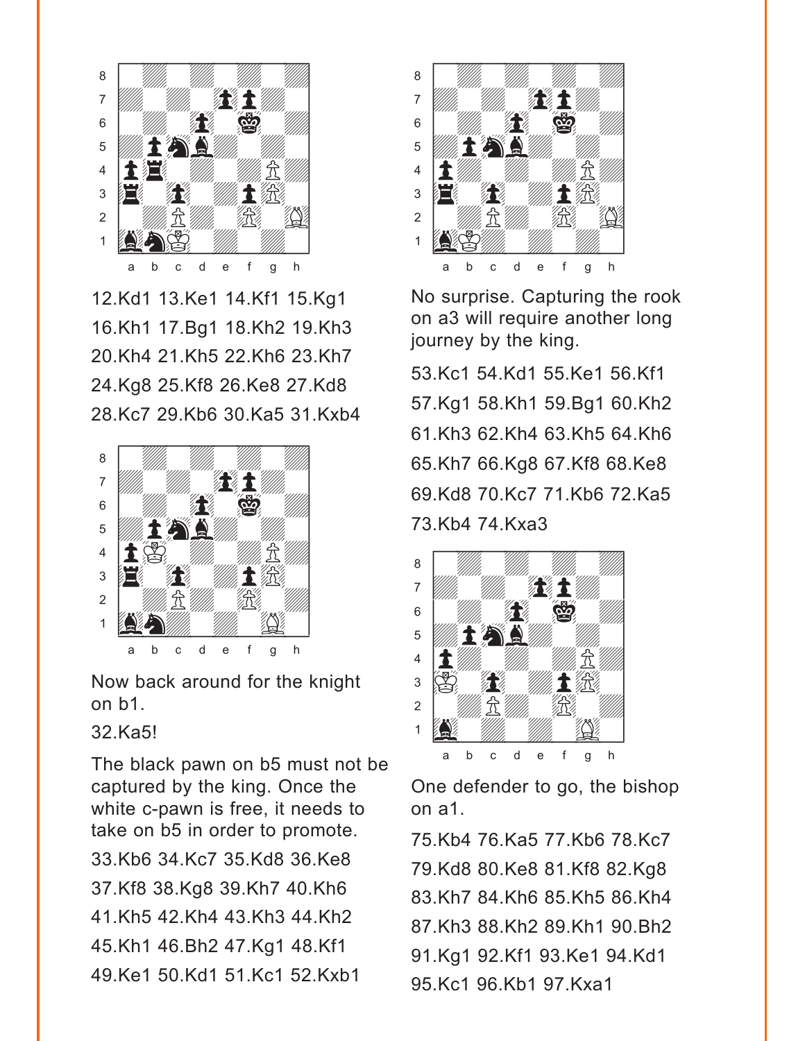12.Kd1 13.Ke1 14.Kf1 15.Kg1 16.Kh1 17.Bg1 18.Kh2 19.Kh3 20.Kh4 21.Kh5 22.Kh6 23.Kh7 24.Kg8 25.Kf8 26.Ke8 27.Kd8 28.Kc7 29.Kb6 30.Ka5 31.Kxb4

Now back around for the knight on b1.

32.Ka5!

The black pawn on b5 must not be captured by the king. Once the white c-pawn is free, it needs to take on b5 in order to promote.

33.Kb6 34.Kc7 35.Kd8 36.Ke8 37.Kf8 38.Kg8 39.Kh7 40.Kh6 41.Kh5 42.Kh4 43.Kh3 44.Kh2 45.Kh1 46.Bh2 47.Kg1 48.Kf1 49.Ke1 50.Kd1 51.Kc1 52.Kxb1

No surprise. Capturing the rook on a3 will require another long journey by the king.

53.Kc1 54.Kd1 55.Ke1 56.Kf1 57.Kg1 58.Kh1 59.Bg1 60.Kh2 61.Kh3 62.Kh4 63.Kh5 64.Kh6 65.Kh7 66.Kg8 67.Kf8 68.Ke8 69.Kd8 70.Kc7 71.Kb6 72.Ka5 73.Kb4 74.Kxa3

One defender to go, the bishop on a1.

75.Kb4 76.Ka5 77.Kb6 78.Kc7 79.Kd8 80.Ke8 81.Kf8 82.Kg8 83.Kh7 84.Kh6 85.Kh5 86.Kh4 87.Kh3 88.Kh2 89.Kh1 90.Bh2 91.Kg1 92.Kf1 93.Ke1 94.Kd1 95.Kc1 96.Kb1 97.Kxa1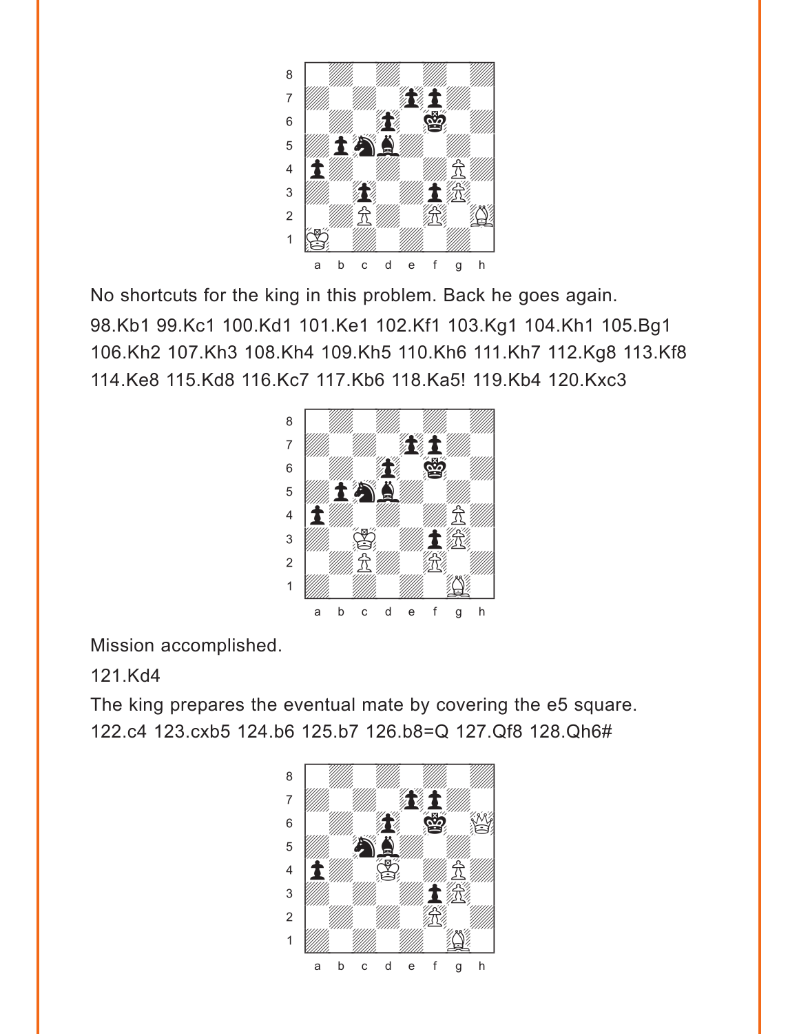No shortcuts for the king in this problem. Back he goes again.

98.Kb1 99.Kc1 100.Kd1 101.Ke1 102.Kf1 103.Kg1 104.Kh1 105.Bg1 106.Kh2 107.Kh3 108.Kh4 109.Kh5 110.Kh6 111.Kh7 112.Kg8 113.Kf8 114.Ke8 115.Kd8 116.Kc7 117.Kb6 118.Ka5! 119.Kb4 120.Kxc3

Mission accomplished.

121.Kd4

The king prepares the eventual mate by covering the e5 square.

122.c4 123.cxb5 124.b6 125.b7 126.b8=Q 127.Qf8 128.Qh6#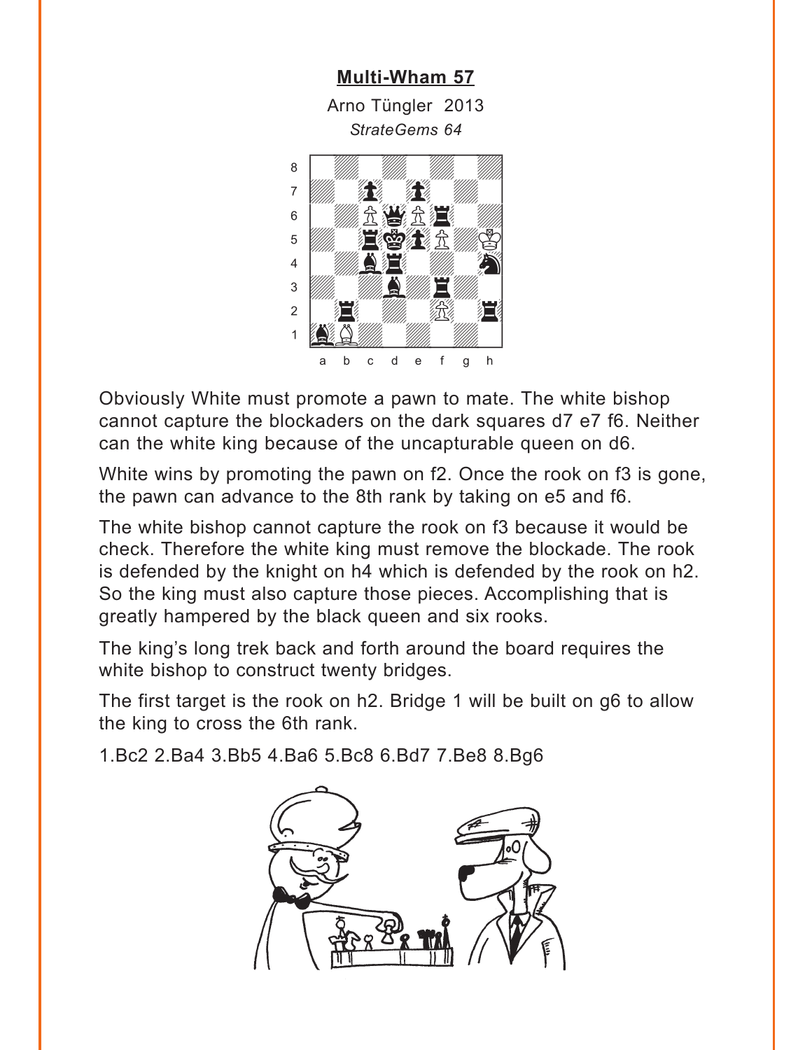## Multi-Wham 57

Arno Tüngler 2013

*StrateGems 64*

Obviously White must promote a pawn to mate. The white bishop cannot capture the blockaders on the dark squares d7 e7 f6. Neither can the white king because of the uncapturable queen on d6.

White wins by promoting the pawn on f2. Once the rook on f3 is gone, the pawn can advance to the 8th rank by taking on e5 and f6.

The white bishop cannot capture the rook on f3 because it would be check. Therefore the white king must remove the blockade. The rook is defended by the knight on h4 which is defended by the rook on h2. So the king must also capture those pieces. Accomplishing that is greatly hampered by the black queen and six rooks.

The king's long trek back and forth around the board requires the white bishop to construct twenty bridges.

The first target is the rook on h2. Bridge 1 will be built on g6 to allow the king to cross the 6th rank.

1.Bc2 2.Ba4 3.Bb5 4.Ba6 5.Bc8 6.Bd7 7.Be8 8.Bg6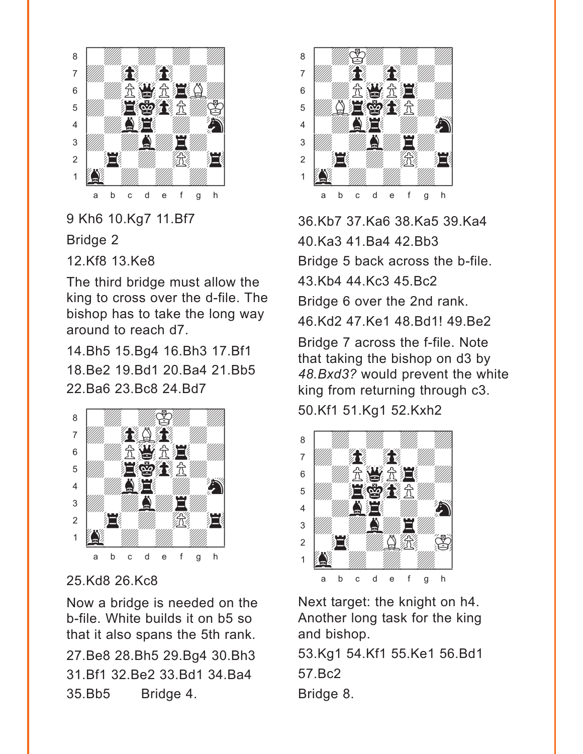9 Kh6 10.Kg7 11.Bf7

Bridge 2

12.Kf8 13.Ke8

The third bridge must allow the king to cross over the d-file. The bishop has to take the long way around to reach d7.

14.Bh5 15.Bg4 16.Bh3 17.Bf1 18.Be2 19.Bd1 20.Ba4 21.Bb5 22.Ba6 23.Bc8 24.Bd7

25.Kd8 26.Kc8

Now a bridge is needed on the b-file. White builds it on b5 so that it also spans the 5th rank.

27.Be8 28.Bh5 29.Bg4 30.Bh3 31.Bf1 32.Be2 33.Bd1 34.Ba4 35.Bb5 Bridge 4.

36.Kb7 37.Ka6 38.Ka5 39.Ka4 40.Ka3 41.Ba4 42.Bb3

Bridge 5 back across the b-file.

43.Kb4 44.Kc3 45.Bc2

Bridge 6 over the 2nd rank.

46.Kd2 47.Ke1 48.Bd1! 49.Be2

Bridge 7 across the f-file. Note that taking the bishop on d3 by *48.Bxd3?* would prevent the white king from returning through c3.

50.Kf1 51.Kg1 52.Kxh2

Next target: the knight on h4. Another long task for the king and bishop.

53.Kg1 54.Kf1 55.Ke1 56.Bd1 57.Bc2

Bridge 8.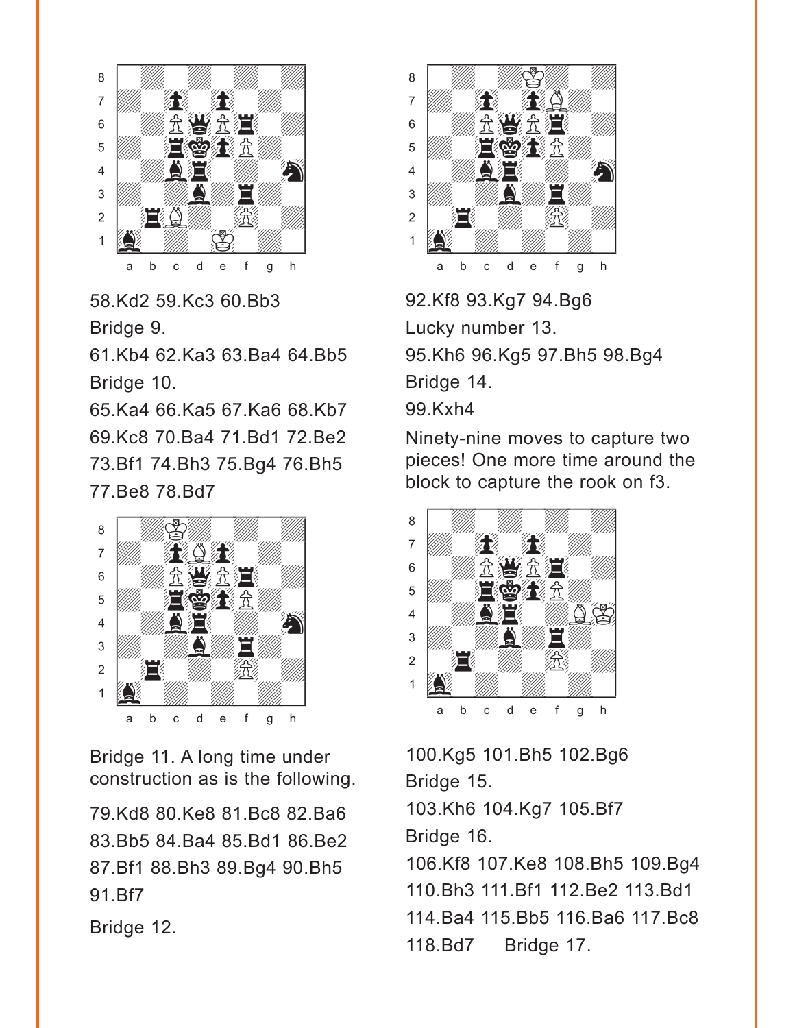58.Kd2 59.Kc3 60.Bb3

Bridge 9.

61.Kb4 62.Ka3 63.Ba4 64.Bb5

Bridge 10.

65.Ka4 66.Ka5 67.Ka6 68.Kb7 69.Kc8 70.Ba4 71.Bd1 72.Be2 73.Bf1 74.Bh3 75.Bg4 76.Bh5 77.Be8 78.Bd7

Bridge 11. A long time under construction as is the following.

79.Kd8 80.Ke8 81.Bc8 82.Ba6 83.Bb5 84.Ba4 85.Bd1 86.Be2 87.Bf1 88.Bh3 89.Bg4 90.Bh5 91.Bf7

Bridge 12.

92.Kf8 93.Kg7 94.Bg6

Lucky number 13.

95.Kh6 96.Kg5 97.Bh5 98.Bg4

Bridge 14.

99.Kxh4

Ninety-nine moves to capture two pieces! One more time around the block to capture the rook on f3.

100.Kg5 101.Bh5 102.Bg6

Bridge 15.

103.Kh6 104.Kg7 105.Bf7

Bridge 16.

106.Kf8 107.Ke8 108.Bh5 109.Bg4 110.Bh3 111.Bf1 112.Be2 113.Bd1 114.Ba4 115.Bb5 116.Ba6 117.Bc8 118.Bd7 Bridge 17.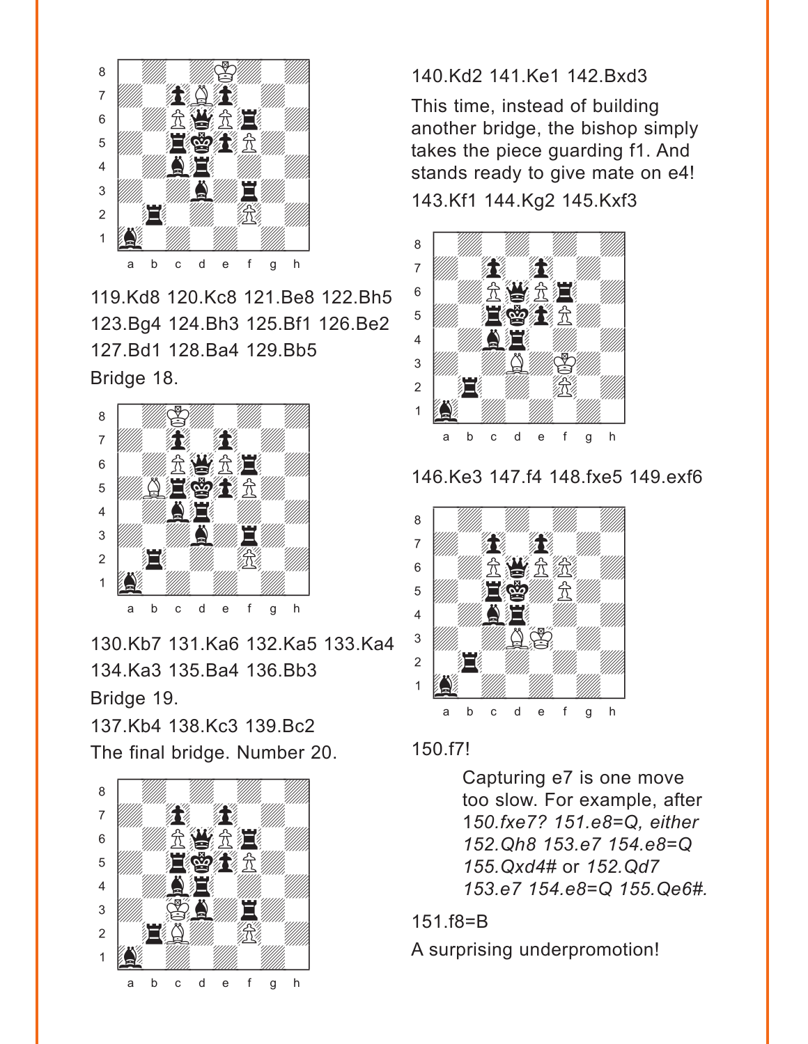119.Kd8 120.Kc8 121.Be8 122.Bh5 123.Bg4 124.Bh3 125.Bf1 126.Be2 127.Bd1 128.Ba4 129.Bb5

Bridge 18.

130.Kb7 131.Ka6 132.Ka5 133.Ka4 134.Ka3 135.Ba4 136.Bb3

Bridge 19.

137.Kb4 138.Kc3 139.Bc2

The final bridge. Number 20.

140.Kd2 141.Ke1 142.Bxd3

This time, instead of building another bridge, the bishop simply takes the piece guarding f1. And stands ready to give mate on e4!

143.Kf1 144.Kg2 145.Kxf3

146.Ke3 147.f4 148.fxe5 149.exf6

150.f7!

> Capturing e7 is one move too slow. For example, after *150.fxe7? 151.e8=Q, either 152.Qh8 153.e7 154.e8=Q 155.Qxd4#* or *152.Qd7 153.e7 154.e8=Q 155.Qe6#.*

151.f8=B

A surprising underpromotion!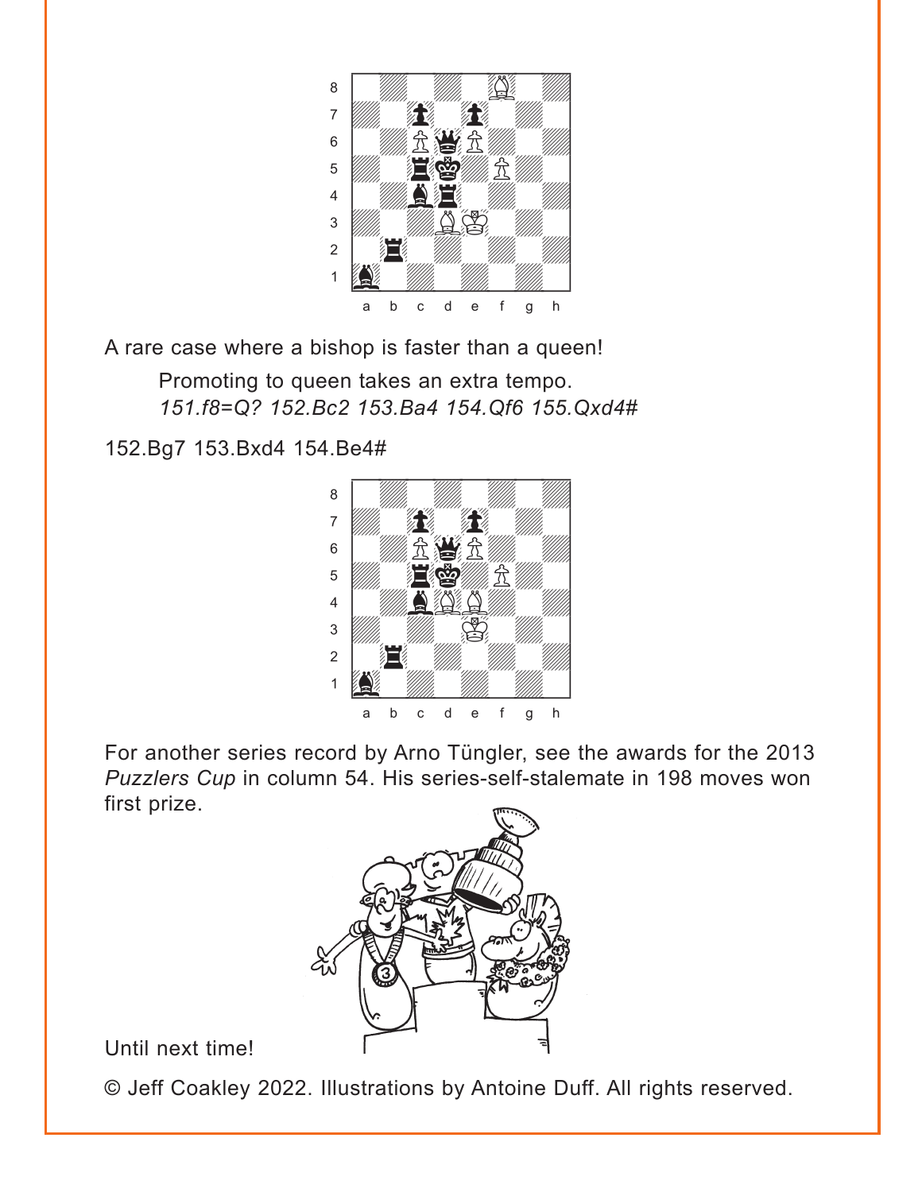A rare case where a bishop is faster than a queen!

> Promoting to queen takes an extra tempo.
> *151.f8=Q? 152.Bc2 153.Ba4 154.Qf6 155.Qxd4#*

152.Bg7 153.Bxd4 154.Be4#

For another series record by Arno Züngler, see the awards for the 2013 *Puzzlers Cup* in column 54. His series-self-stalemate in 198 moves won first prize.

Until next time!

© Jeff Coakley 2022. Illustrations by Antoine Duff. All rights reserved.